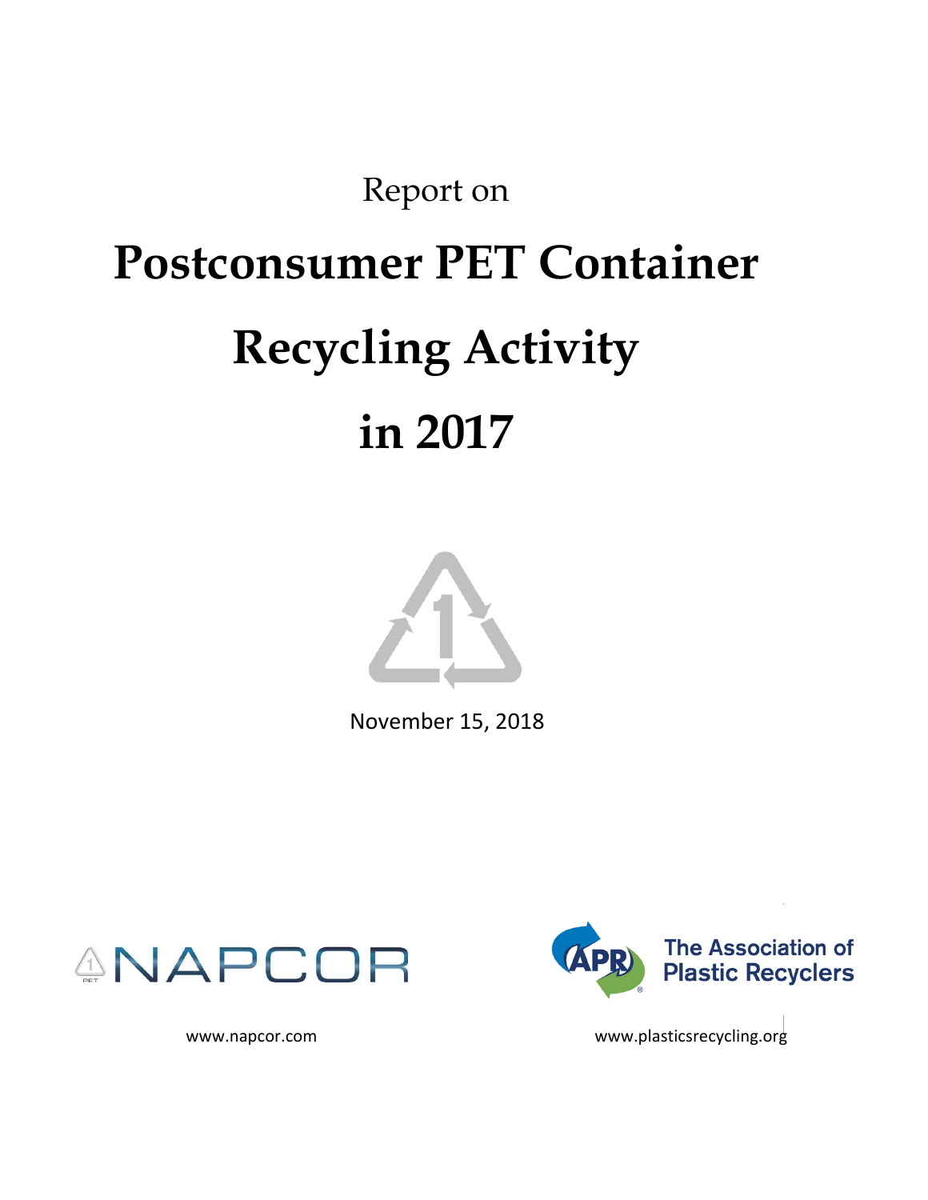Report on

# Postconsumer PET Container Recycling Activity in 2017

November 15, 2018

NAPCOR

The Association of Plastic Recyclers

www.napcor.com

www.plasticsrecycling.org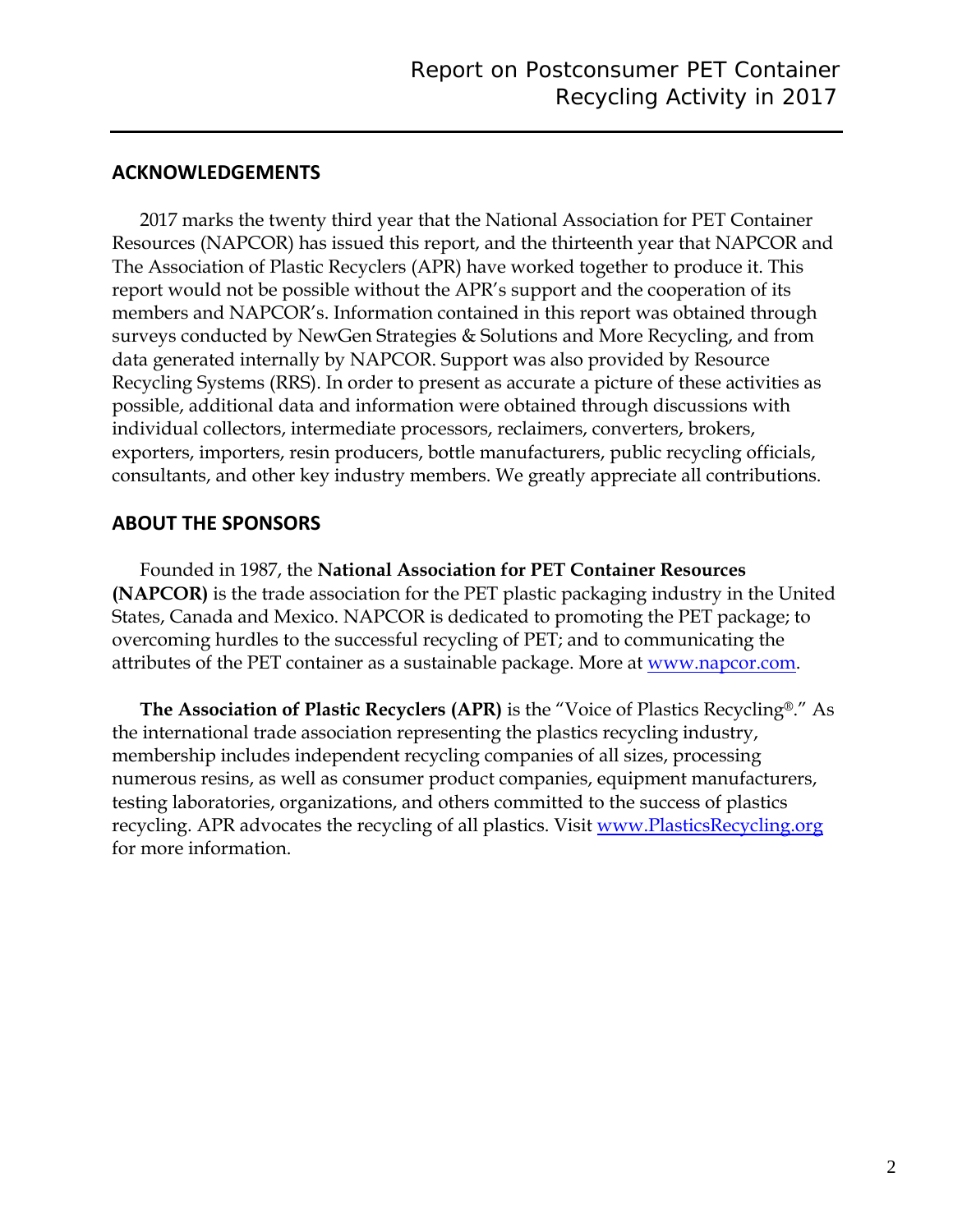## ACKNOWLEDGEMENTS

2017 marks the twenty third year that the National Association for PET Container Resources (NAPCOR) has issued this report, and the thirteenth year that NAPCOR and The Association of Plastic Recyclers (APR) have worked together to produce it. This report would not be possible without the APR's support and the cooperation of its members and NAPCOR's. Information contained in this report was obtained through surveys conducted by NewGen Strategies & Solutions and More Recycling, and from data generated internally by NAPCOR. Support was also provided by Resource Recycling Systems (RRS). In order to present as accurate a picture of these activities as possible, additional data and information were obtained through discussions with individual collectors, intermediate processors, reclaimers, converters, brokers, exporters, importers, resin producers, bottle manufacturers, public recycling officials, consultants, and other key industry members. We greatly appreciate all contributions.

## ABOUT THE SPONSORS

Founded in 1987, the **National Association for PET Container Resources (NAPCOR)** is the trade association for the PET plastic packaging industry in the United States, Canada and Mexico. NAPCOR is dedicated to promoting the PET package; to overcoming hurdles to the successful recycling of PET; and to communicating the attributes of the PET container as a sustainable package. More at [www.napcor.com](http://www.napcor.com).

**The Association of Plastic Recyclers (APR)** is the "Voice of Plastics Recycling®." As the international trade association representing the plastics recycling industry, membership includes independent recycling companies of all sizes, processing numerous resins, as well as consumer product companies, equipment manufacturers, testing laboratories, organizations, and others committed to the success of plastics recycling. APR advocates the recycling of all plastics. Visit [www.PlasticsRecycling.org](http://www.PlasticsRecycling.org) for more information.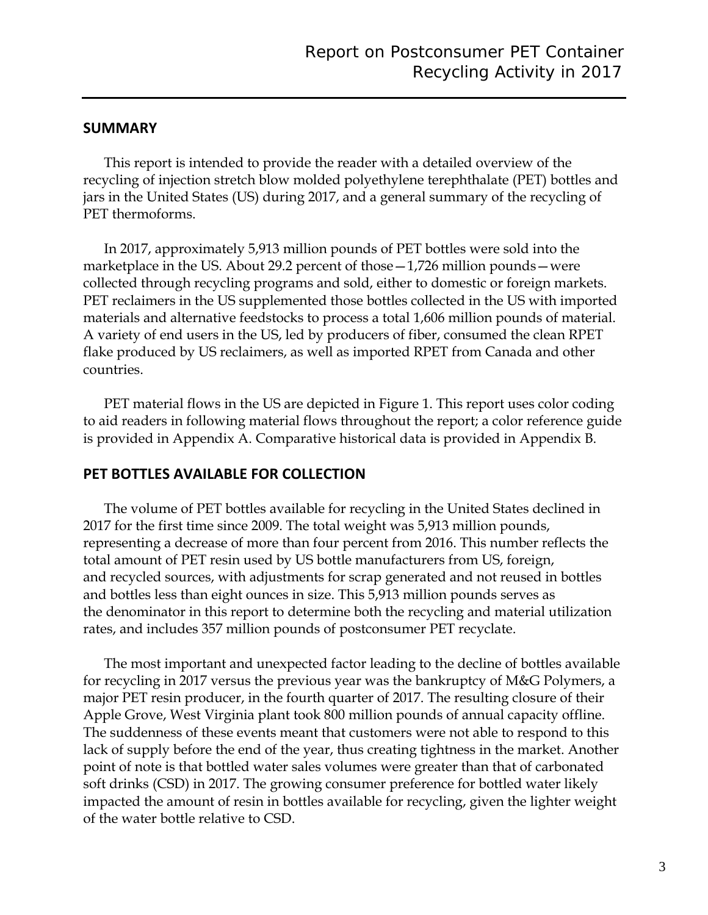## SUMMARY

This report is intended to provide the reader with a detailed overview of the recycling of injection stretch blow molded polyethylene terephthalate (PET) bottles and jars in the United States (US) during 2017, and a general summary of the recycling of PET thermoforms.

In 2017, approximately 5,913 million pounds of PET bottles were sold into the marketplace in the US. About 29.2 percent of those—1,726 million pounds—were collected through recycling programs and sold, either to domestic or foreign markets. PET reclaimers in the US supplemented those bottles collected in the US with imported materials and alternative feedstocks to process a total 1,606 million pounds of material. A variety of end users in the US, led by producers of fiber, consumed the clean RPET flake produced by US reclaimers, as well as imported RPET from Canada and other countries.

PET material flows in the US are depicted in Figure 1. This report uses color coding to aid readers in following material flows throughout the report; a color reference guide is provided in Appendix A. Comparative historical data is provided in Appendix B.

## PET BOTTLES AVAILABLE FOR COLLECTION

The volume of PET bottles available for recycling in the United States declined in 2017 for the first time since 2009. The total weight was 5,913 million pounds, representing a decrease of more than four percent from 2016. This number reflects the total amount of PET resin used by US bottle manufacturers from US, foreign, and recycled sources, with adjustments for scrap generated and not reused in bottles and bottles less than eight ounces in size. This 5,913 million pounds serves as the denominator in this report to determine both the recycling and material utilization rates, and includes 357 million pounds of postconsumer PET recyclate.

The most important and unexpected factor leading to the decline of bottles available for recycling in 2017 versus the previous year was the bankruptcy of M&G Polymers, a major PET resin producer, in the fourth quarter of 2017. The resulting closure of their Apple Grove, West Virginia plant took 800 million pounds of annual capacity offline. The suddenness of these events meant that customers were not able to respond to this lack of supply before the end of the year, thus creating tightness in the market. Another point of note is that bottled water sales volumes were greater than that of carbonated soft drinks (CSD) in 2017. The growing consumer preference for bottled water likely impacted the amount of resin in bottles available for recycling, given the lighter weight of the water bottle relative to CSD.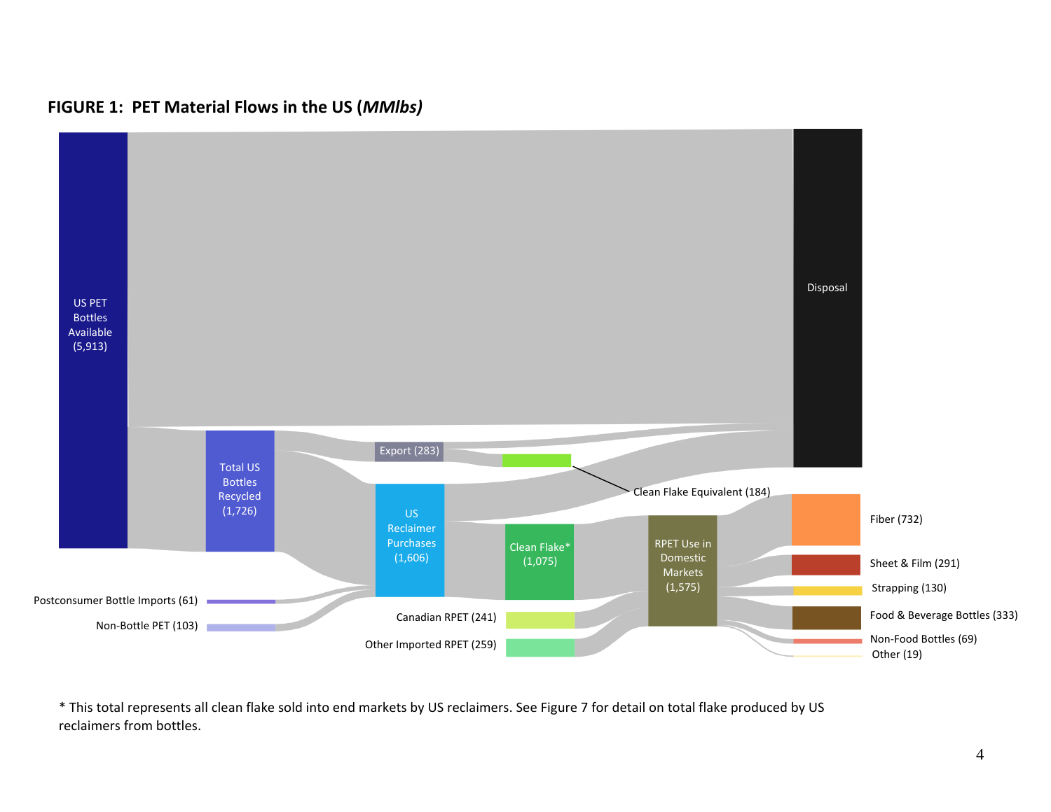**FIGURE 1: PET Material Flows in the US (*MMlbs)***

US PET Bottles Available (5,913)

Disposal

Total US Bottles Recycled (1,726)

Export (283)

Clean Flake Equivalent (184)

US Reclaimer Purchases (1,606)

Clean Flake* (1,075)

RPET Use in Domestic Markets (1,575)

Postconsumer Bottle Imports (61)

Non-Bottle PET (103)

Canadian RPET (241)

Other Imported RPET (259)

Fiber (732)

Sheet & Film (291)

Strapping (130)

Food & Beverage Bottles (333)

Non-Food Bottles (69)

Other (19)

\* This total represents all clean flake sold into end markets by US reclaimers. See Figure 7 for detail on total flake produced by US reclaimers from bottles.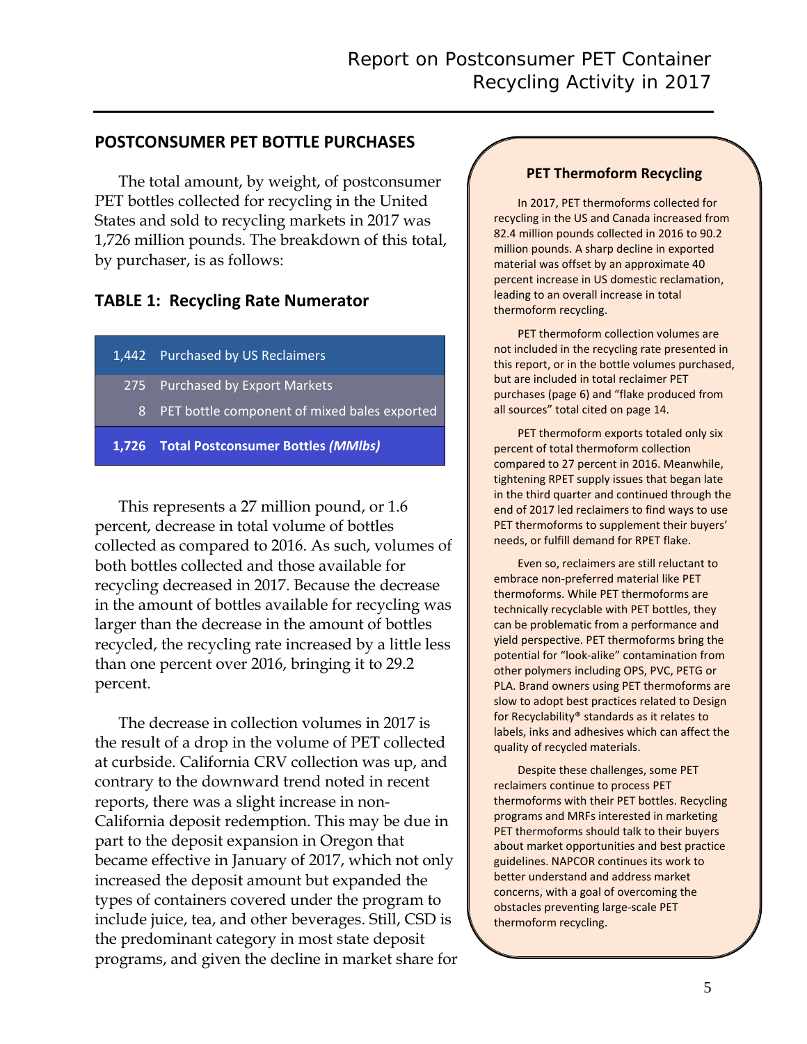## POSTCONSUMER PET BOTTLE PURCHASES

The total amount, by weight, of postconsumer PET bottles collected for recycling in the United States and sold to recycling markets in 2017 was 1,726 million pounds. The breakdown of this total, by purchaser, is as follows:

### TABLE 1: Recycling Rate Numerator

| | |
|---|---|
| 1,442 | Purchased by US Reclaimers |
| 275 | Purchased by Export Markets |
| 8 | PET bottle component of mixed bales exported |
| **1,726** | **Total Postconsumer Bottles *(MMlbs)*** |

This represents a 27 million pound, or 1.6 percent, decrease in total volume of bottles collected as compared to 2016. As such, volumes of both bottles collected and those available for recycling decreased in 2017. Because the decrease in the amount of bottles available for recycling was larger than the decrease in the amount of bottles recycled, the recycling rate increased by a little less than one percent over 2016, bringing it to 29.2 percent.

The decrease in collection volumes in 2017 is the result of a drop in the volume of PET collected at curbside. California CRV collection was up, and contrary to the downward trend noted in recent reports, there was a slight increase in non-California deposit redemption. This may be due in part to the deposit expansion in Oregon that became effective in January of 2017, which not only increased the deposit amount but expanded the types of containers covered under the program to include juice, tea, and other beverages. Still, CSD is the predominant category in most state deposit programs, and given the decline in market share for

### PET Thermoform Recycling

In 2017, PET thermoforms collected for recycling in the US and Canada increased from 82.4 million pounds collected in 2016 to 90.2 million pounds. A sharp decline in exported material was offset by an approximate 40 percent increase in US domestic reclamation, leading to an overall increase in total thermoform recycling.

PET thermoform collection volumes are not included in the recycling rate presented in this report, or in the bottle volumes purchased, but are included in total reclaimer PET purchases (page 6) and "flake produced from all sources" total cited on page 14.

PET thermoform exports totaled only six percent of total thermoform collection compared to 27 percent in 2016. Meanwhile, tightening RPET supply issues that began late in the third quarter and continued through the end of 2017 led reclaimers to find ways to use PET thermoforms to supplement their buyers' needs, or fulfill demand for RPET flake.

Even so, reclaimers are still reluctant to embrace non-preferred material like PET thermoforms. While PET thermoforms are technically recyclable with PET bottles, they can be problematic from a performance and yield perspective. PET thermoforms bring the potential for "look-alike" contamination from other polymers including OPS, PVC, PETG or PLA. Brand owners using PET thermoforms are slow to adopt best practices related to Design for Recyclability® standards as it relates to labels, inks and adhesives which can affect the quality of recycled materials.

Despite these challenges, some PET reclaimers continue to process PET thermoforms with their PET bottles. Recycling programs and MRFs interested in marketing PET thermoforms should talk to their buyers about market opportunities and best practice guidelines. NAPCOR continues its work to better understand and address market concerns, with a goal of overcoming the obstacles preventing large-scale PET thermoform recycling.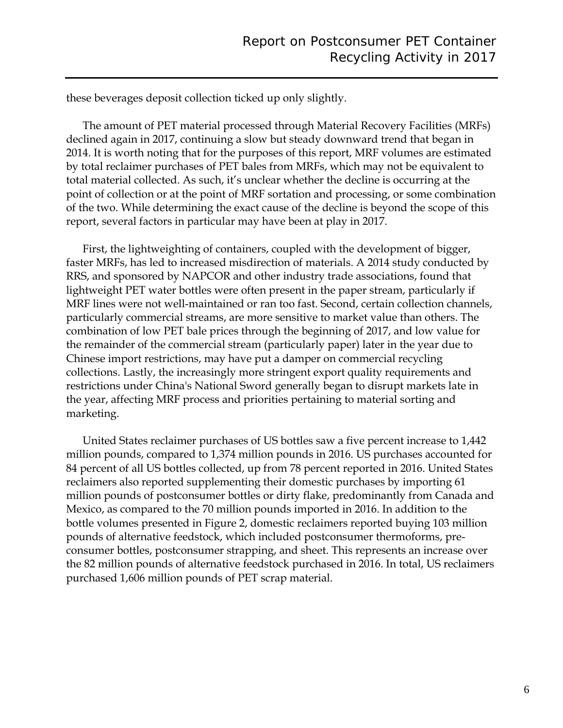these beverages deposit collection ticked up only slightly.

The amount of PET material processed through Material Recovery Facilities (MRFs) declined again in 2017, continuing a slow but steady downward trend that began in 2014. It is worth noting that for the purposes of this report, MRF volumes are estimated by total reclaimer purchases of PET bales from MRFs, which may not be equivalent to total material collected. As such, it's unclear whether the decline is occurring at the point of collection or at the point of MRF sortation and processing, or some combination of the two. While determining the exact cause of the decline is beyond the scope of this report, several factors in particular may have been at play in 2017.

First, the lightweighting of containers, coupled with the development of bigger, faster MRFs, has led to increased misdirection of materials. A 2014 study conducted by RRS, and sponsored by NAPCOR and other industry trade associations, found that lightweight PET water bottles were often present in the paper stream, particularly if MRF lines were not well-maintained or ran too fast. Second, certain collection channels, particularly commercial streams, are more sensitive to market value than others. The combination of low PET bale prices through the beginning of 2017, and low value for the remainder of the commercial stream (particularly paper) later in the year due to Chinese import restrictions, may have put a damper on commercial recycling collections. Lastly, the increasingly more stringent export quality requirements and restrictions under China's National Sword generally began to disrupt markets late in the year, affecting MRF process and priorities pertaining to material sorting and marketing.

United States reclaimer purchases of US bottles saw a five percent increase to 1,442 million pounds, compared to 1,374 million pounds in 2016. US purchases accounted for 84 percent of all US bottles collected, up from 78 percent reported in 2016. United States reclaimers also reported supplementing their domestic purchases by importing 61 million pounds of postconsumer bottles or dirty flake, predominantly from Canada and Mexico, as compared to the 70 million pounds imported in 2016. In addition to the bottle volumes presented in Figure 2, domestic reclaimers reported buying 103 million pounds of alternative feedstock, which included postconsumer thermoforms, pre-consumer bottles, postconsumer strapping, and sheet. This represents an increase over the 82 million pounds of alternative feedstock purchased in 2016. In total, US reclaimers purchased 1,606 million pounds of PET scrap material.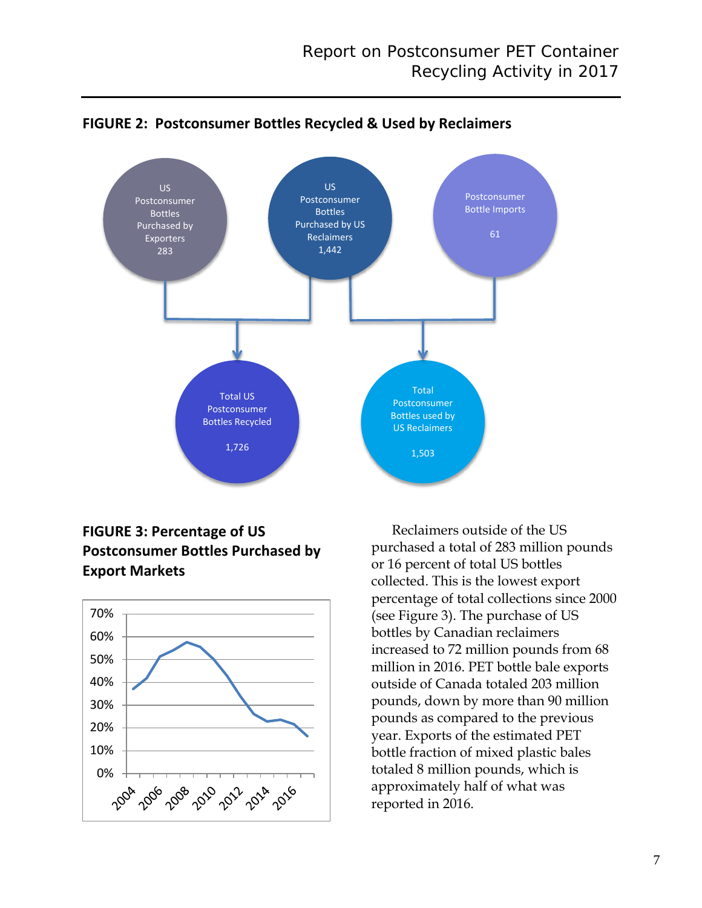## FIGURE 2: Postconsumer Bottles Recycled & Used by Reclaimers

US Postconsumer Bottles Purchased by Exporters 283

US Postconsumer Bottles Purchased by US Reclaimers 1,442

Postconsumer Bottle Imports 61

Total US Postconsumer Bottles Recycled 1,726

Total Postconsumer Bottles used by US Reclaimers 1,503

## FIGURE 3: Percentage of US Postconsumer Bottles Purchased by Export Markets

Reclaimers outside of the US purchased a total of 283 million pounds or 16 percent of total US bottles collected. This is the lowest export percentage of total collections since 2000 (see Figure 3). The purchase of US bottles by Canadian reclaimers increased to 72 million pounds from 68 million in 2016. PET bottle bale exports outside of Canada totaled 203 million pounds, down by more than 90 million pounds as compared to the previous year. Exports of the estimated PET bottle fraction of mixed plastic bales totaled 8 million pounds, which is approximately half of what was reported in 2016.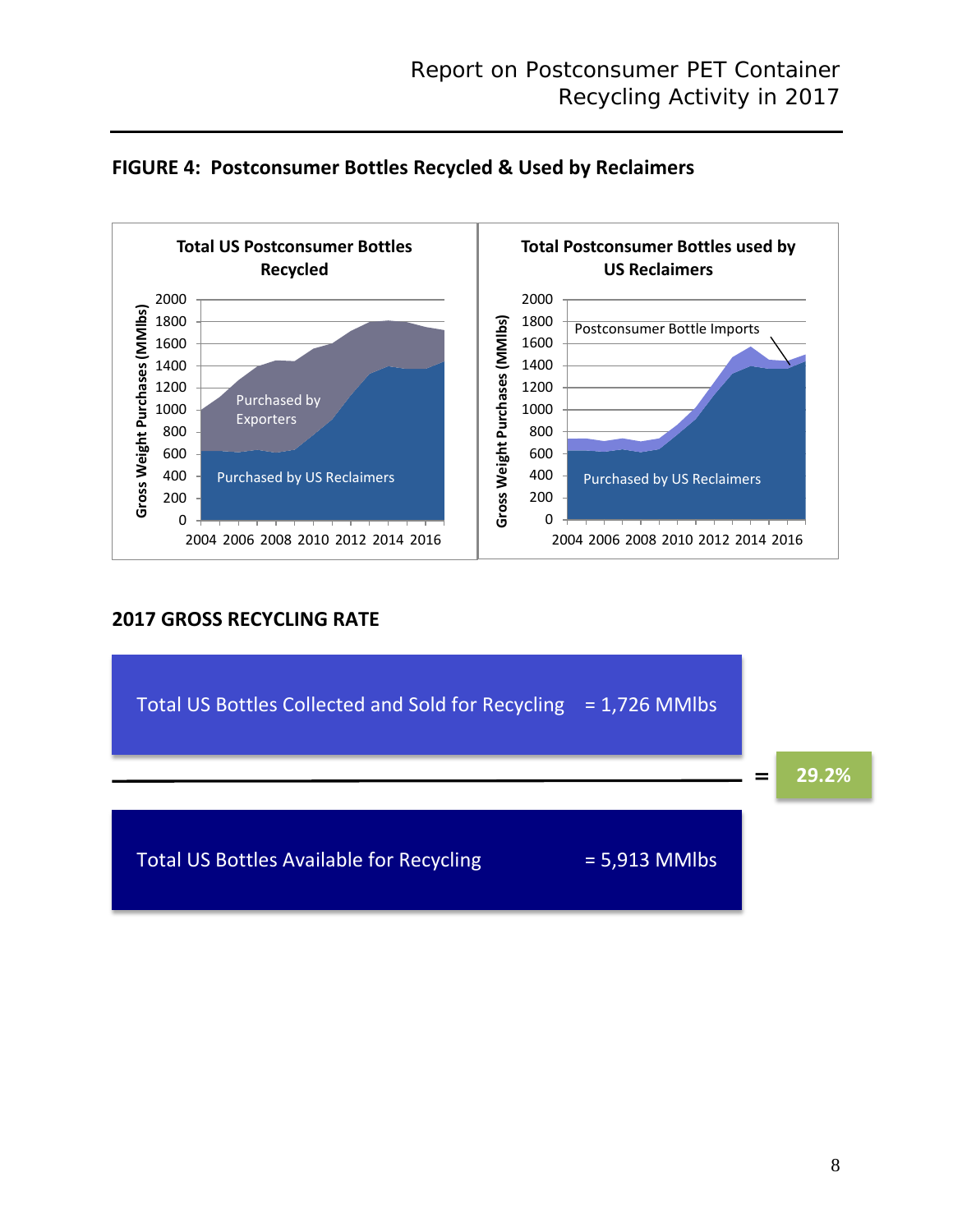## FIGURE 4: Postconsumer Bottles Recycled & Used by Reclaimers

## 2017 GROSS RECYCLING RATE

| | | |
|---|---|---|
| Total US Bottles Collected and Sold for Recycling | = 1,726 MMlbs | = 29.2% |
| Total US Bottles Available for Recycling | = 5,913 MMlbs | |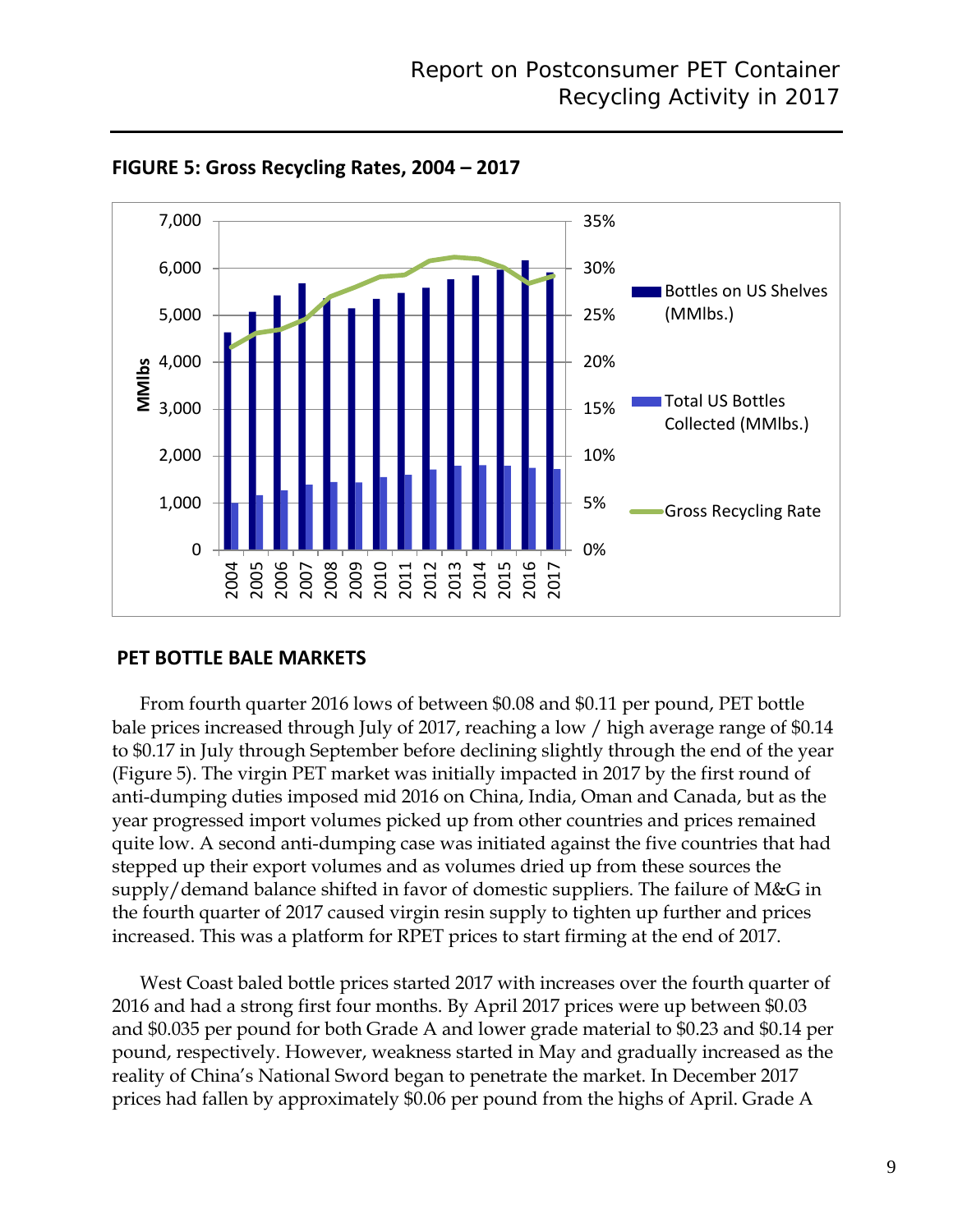**FIGURE 5: Gross Recycling Rates, 2004 – 2017**

## PET BOTTLE BALE MARKETS

From fourth quarter 2016 lows of between $0.08 and $0.11 per pound, PET bottle bale prices increased through July of 2017, reaching a low / high average range of $0.14 to $0.17 in July through September before declining slightly through the end of the year (Figure 5). The virgin PET market was initially impacted in 2017 by the first round of anti-dumping duties imposed mid 2016 on China, India, Oman and Canada, but as the year progressed import volumes picked up from other countries and prices remained quite low. A second anti-dumping case was initiated against the five countries that had stepped up their export volumes and as volumes dried up from these sources the supply/demand balance shifted in favor of domestic suppliers. The failure of M&G in the fourth quarter of 2017 caused virgin resin supply to tighten up further and prices increased. This was a platform for RPET prices to start firming at the end of 2017.

West Coast baled bottle prices started 2017 with increases over the fourth quarter of 2016 and had a strong first four months. By April 2017 prices were up between $0.03 and $0.035 per pound for both Grade A and lower grade material to $0.23 and $0.14 per pound, respectively. However, weakness started in May and gradually increased as the reality of China's National Sword began to penetrate the market. In December 2017 prices had fallen by approximately $0.06 per pound from the highs of April. Grade A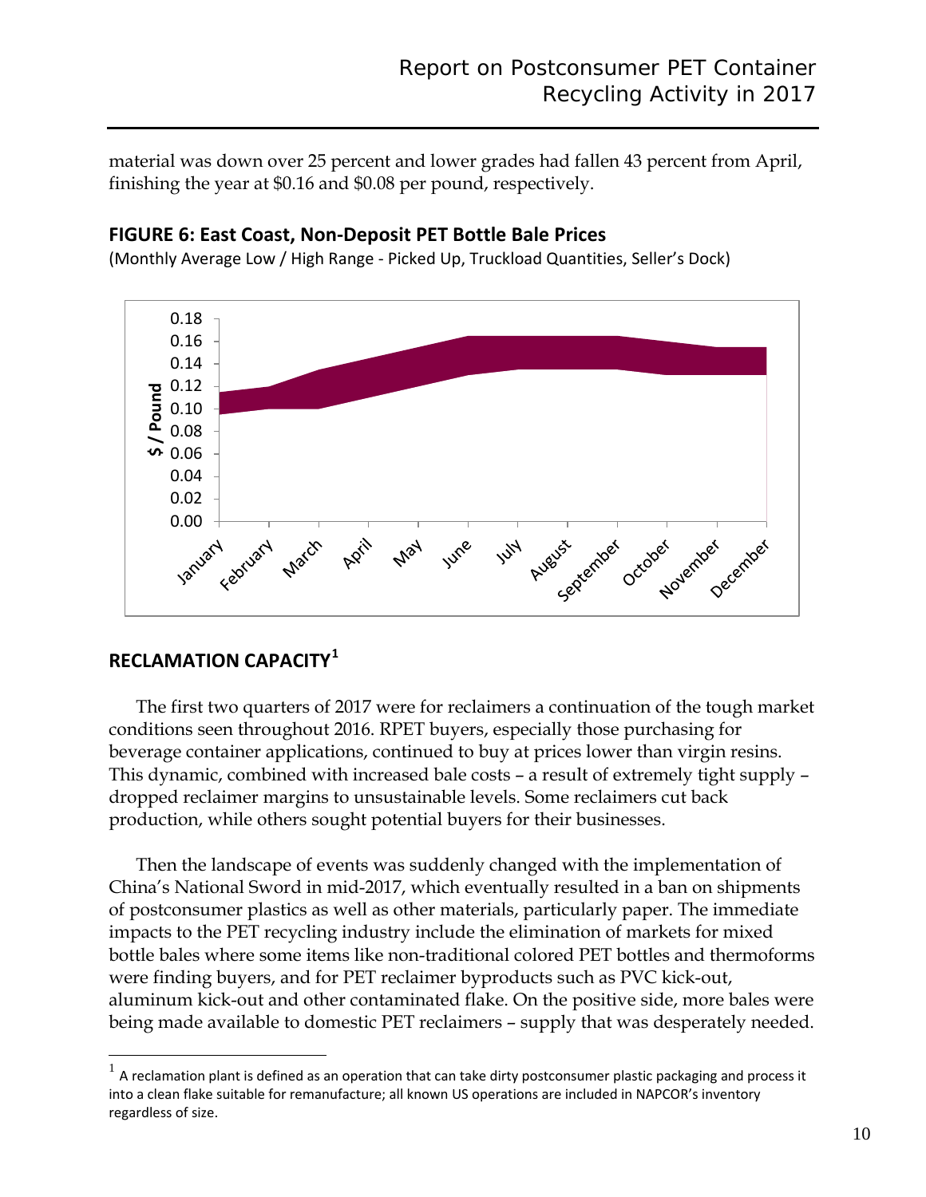material was down over 25 percent and lower grades had fallen 43 percent from April, finishing the year at $0.16 and $0.08 per pound, respectively.

### FIGURE 6: East Coast, Non-Deposit PET Bottle Bale Prices

(Monthly Average Low / High Range - Picked Up, Truckload Quantities, Seller's Dock)

## RECLAMATION CAPACITY[1]

The first two quarters of 2017 were for reclaimers a continuation of the tough market conditions seen throughout 2016. RPET buyers, especially those purchasing for beverage container applications, continued to buy at prices lower than virgin resins. This dynamic, combined with increased bale costs – a result of extremely tight supply – dropped reclaimer margins to unsustainable levels. Some reclaimers cut back production, while others sought potential buyers for their businesses.

Then the landscape of events was suddenly changed with the implementation of China's National Sword in mid-2017, which eventually resulted in a ban on shipments of postconsumer plastics as well as other materials, particularly paper. The immediate impacts to the PET recycling industry include the elimination of markets for mixed bottle bales where some items like non-traditional colored PET bottles and thermoforms were finding buyers, and for PET reclaimer byproducts such as PVC kick-out, aluminum kick-out and other contaminated flake. On the positive side, more bales were being made available to domestic PET reclaimers – supply that was desperately needed.

[1] A reclamation plant is defined as an operation that can take dirty postconsumer plastic packaging and process it into a clean flake suitable for remanufacture; all known US operations are included in NAPCOR's inventory regardless of size.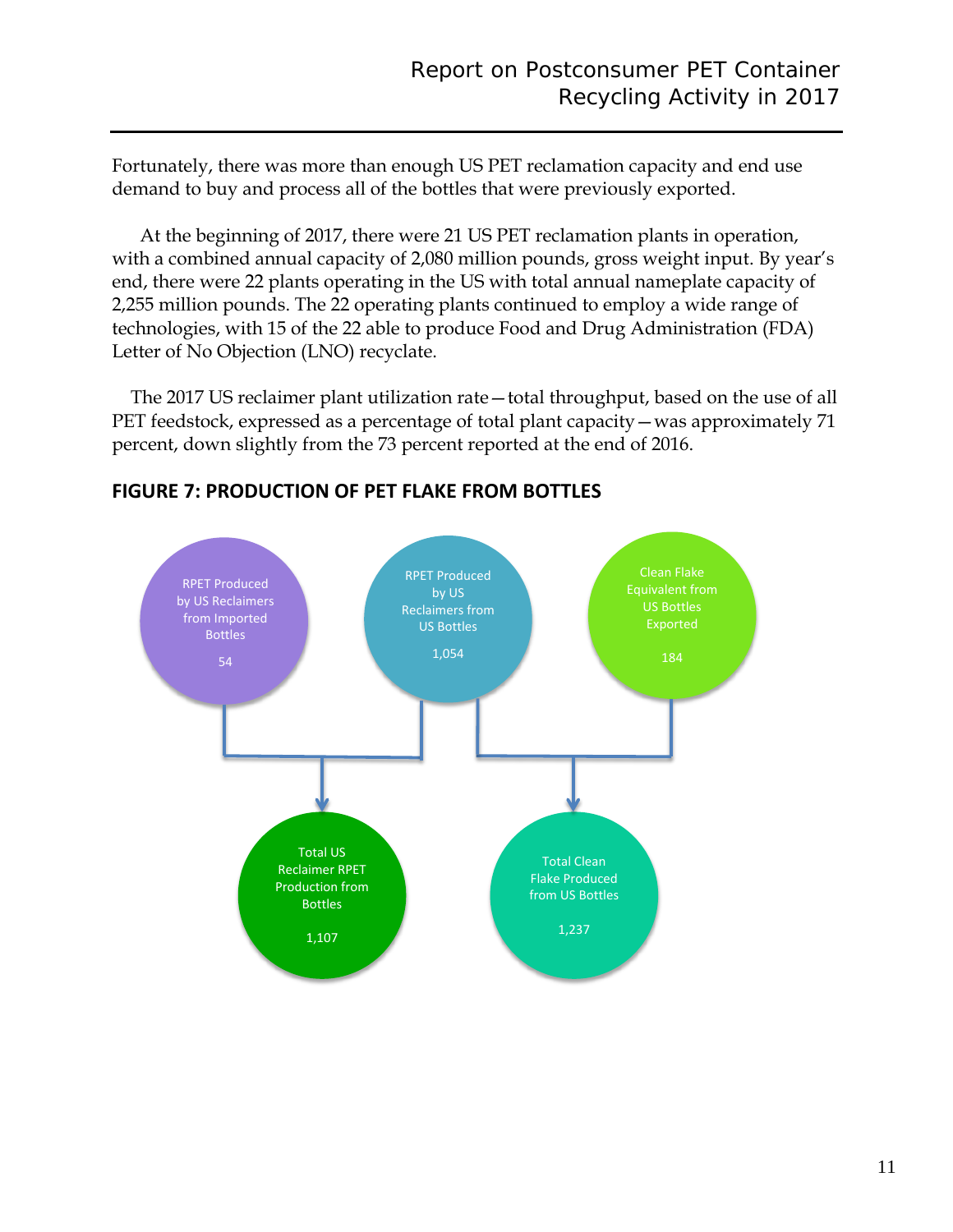Fortunately, there was more than enough US PET reclamation capacity and end use demand to buy and process all of the bottles that were previously exported.

At the beginning of 2017, there were 21 US PET reclamation plants in operation, with a combined annual capacity of 2,080 million pounds, gross weight input. By year's end, there were 22 plants operating in the US with total annual nameplate capacity of 2,255 million pounds. The 22 operating plants continued to employ a wide range of technologies, with 15 of the 22 able to produce Food and Drug Administration (FDA) Letter of No Objection (LNO) recyclate.

The 2017 US reclaimer plant utilization rate—total throughput, based on the use of all PET feedstock, expressed as a percentage of total plant capacity—was approximately 71 percent, down slightly from the 73 percent reported at the end of 2016.

## FIGURE 7: PRODUCTION OF PET FLAKE FROM BOTTLES

RPET Produced by US Reclaimers from Imported Bottles

54

RPET Produced by US Reclaimers from US Bottles

1,054

Clean Flake Equivalent from US Bottles Exported

184

Total US Reclaimer RPET Production from Bottles

1,107

Total Clean Flake Produced from US Bottles

1,237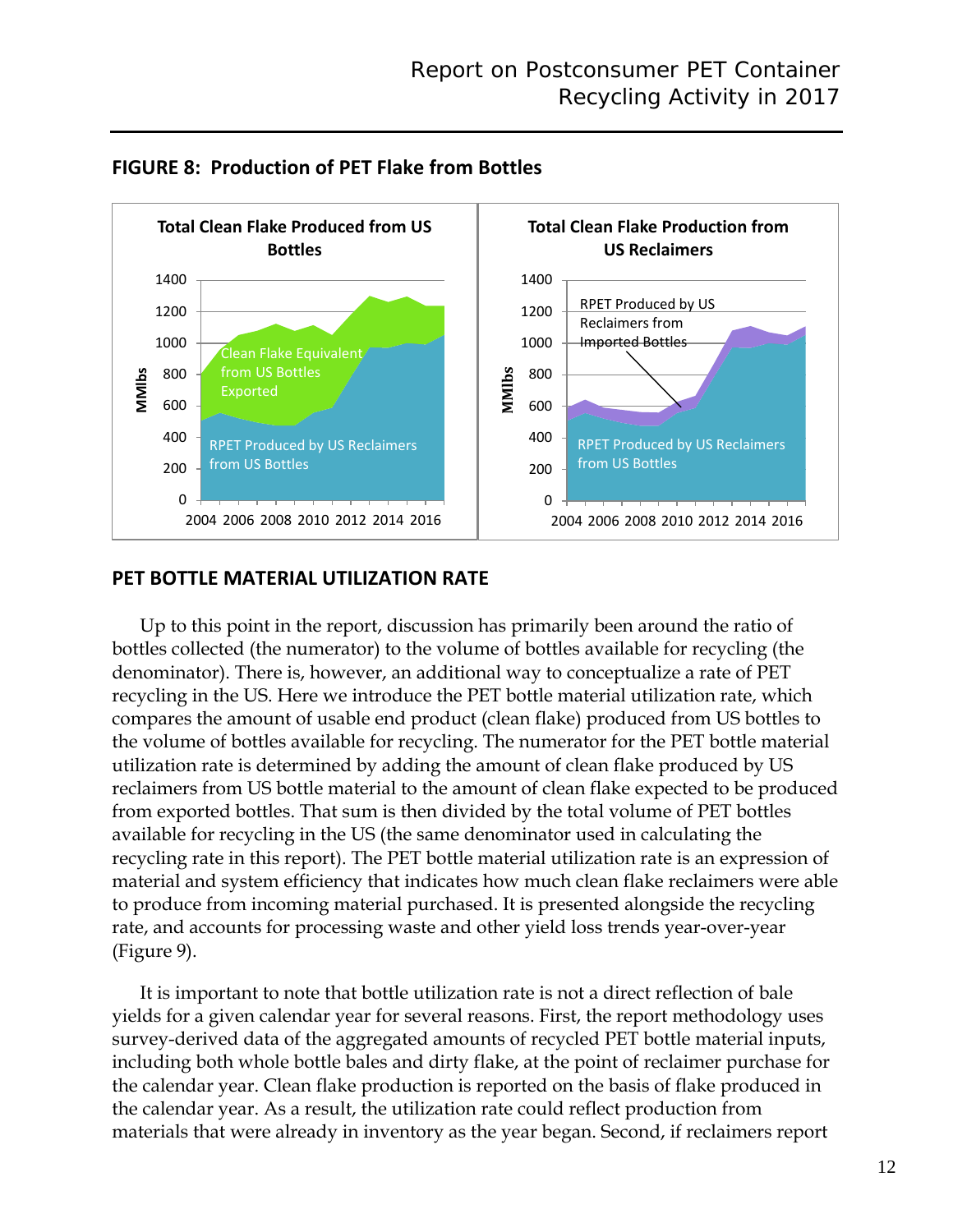**FIGURE 8: Production of PET Flake from Bottles**

**PET BOTTLE MATERIAL UTILIZATION RATE**

Up to this point in the report, discussion has primarily been around the ratio of bottles collected (the numerator) to the volume of bottles available for recycling (the denominator). There is, however, an additional way to conceptualize a rate of PET recycling in the US. Here we introduce the PET bottle material utilization rate, which compares the amount of usable end product (clean flake) produced from US bottles to the volume of bottles available for recycling. The numerator for the PET bottle material utilization rate is determined by adding the amount of clean flake produced by US reclaimers from US bottle material to the amount of clean flake expected to be produced from exported bottles. That sum is then divided by the total volume of PET bottles available for recycling in the US (the same denominator used in calculating the recycling rate in this report). The PET bottle material utilization rate is an expression of material and system efficiency that indicates how much clean flake reclaimers were able to produce from incoming material purchased. It is presented alongside the recycling rate, and accounts for processing waste and other yield loss trends year-over-year (Figure 9).

It is important to note that bottle utilization rate is not a direct reflection of bale yields for a given calendar year for several reasons. First, the report methodology uses survey-derived data of the aggregated amounts of recycled PET bottle material inputs, including both whole bottle bales and dirty flake, at the point of reclaimer purchase for the calendar year. Clean flake production is reported on the basis of flake produced in the calendar year. As a result, the utilization rate could reflect production from materials that were already in inventory as the year began. Second, if reclaimers report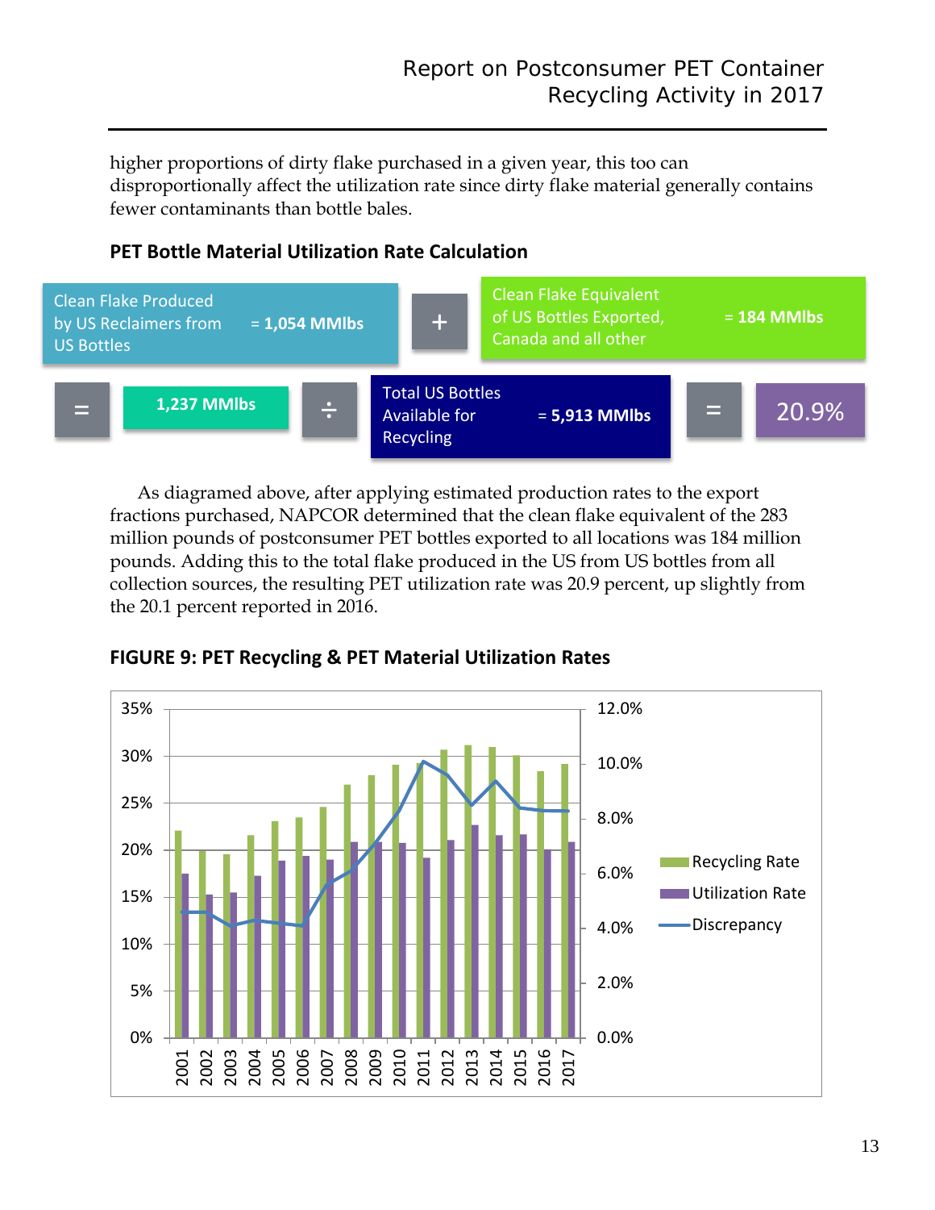higher proportions of dirty flake purchased in a given year, this too can disproportionally affect the utilization rate since dirty flake material generally contains fewer contaminants than bottle bales.

### PET Bottle Material Utilization Rate Calculation

Clean Flake Produced by US Reclaimers from US Bottles = **1,054 MMlbs** + Clean Flake Equivalent of US Bottles Exported, Canada and all other = **184 MMlbs**

= **1,237 MMlbs** ÷ Total US Bottles Available for Recycling = **5,913 MMlbs** = 20.9%

As diagramed above, after applying estimated production rates to the export fractions purchased, NAPCOR determined that the clean flake equivalent of the 283 million pounds of postconsumer PET bottles exported to all locations was 184 million pounds. Adding this to the total flake produced in the US from US bottles from all collection sources, the resulting PET utilization rate was 20.9 percent, up slightly from the 20.1 percent reported in 2016.

### FIGURE 9: PET Recycling & PET Material Utilization Rates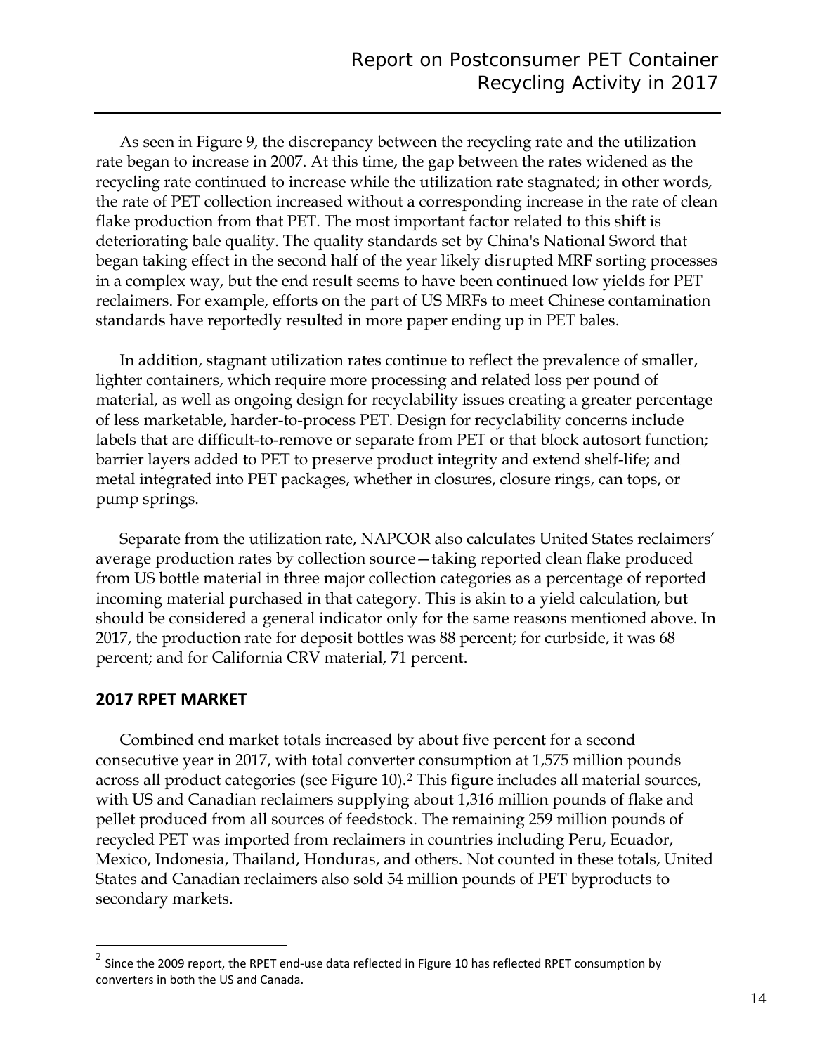As seen in Figure 9, the discrepancy between the recycling rate and the utilization rate began to increase in 2007. At this time, the gap between the rates widened as the recycling rate continued to increase while the utilization rate stagnated; in other words, the rate of PET collection increased without a corresponding increase in the rate of clean flake production from that PET. The most important factor related to this shift is deteriorating bale quality. The quality standards set by China's National Sword that began taking effect in the second half of the year likely disrupted MRF sorting processes in a complex way, but the end result seems to have been continued low yields for PET reclaimers. For example, efforts on the part of US MRFs to meet Chinese contamination standards have reportedly resulted in more paper ending up in PET bales.

In addition, stagnant utilization rates continue to reflect the prevalence of smaller, lighter containers, which require more processing and related loss per pound of material, as well as ongoing design for recyclability issues creating a greater percentage of less marketable, harder-to-process PET. Design for recyclability concerns include labels that are difficult-to-remove or separate from PET or that block autosort function; barrier layers added to PET to preserve product integrity and extend shelf-life; and metal integrated into PET packages, whether in closures, closure rings, can tops, or pump springs.

Separate from the utilization rate, NAPCOR also calculates United States reclaimers' average production rates by collection source—taking reported clean flake produced from US bottle material in three major collection categories as a percentage of reported incoming material purchased in that category. This is akin to a yield calculation, but should be considered a general indicator only for the same reasons mentioned above. In 2017, the production rate for deposit bottles was 88 percent; for curbside, it was 68 percent; and for California CRV material, 71 percent.

## 2017 RPET MARKET

Combined end market totals increased by about five percent for a second consecutive year in 2017, with total converter consumption at 1,575 million pounds across all product categories (see Figure 10).[2] This figure includes all material sources, with US and Canadian reclaimers supplying about 1,316 million pounds of flake and pellet produced from all sources of feedstock. The remaining 259 million pounds of recycled PET was imported from reclaimers in countries including Peru, Ecuador, Mexico, Indonesia, Thailand, Honduras, and others. Not counted in these totals, United States and Canadian reclaimers also sold 54 million pounds of PET byproducts to secondary markets.

[2] Since the 2009 report, the RPET end-use data reflected in Figure 10 has reflected RPET consumption by converters in both the US and Canada.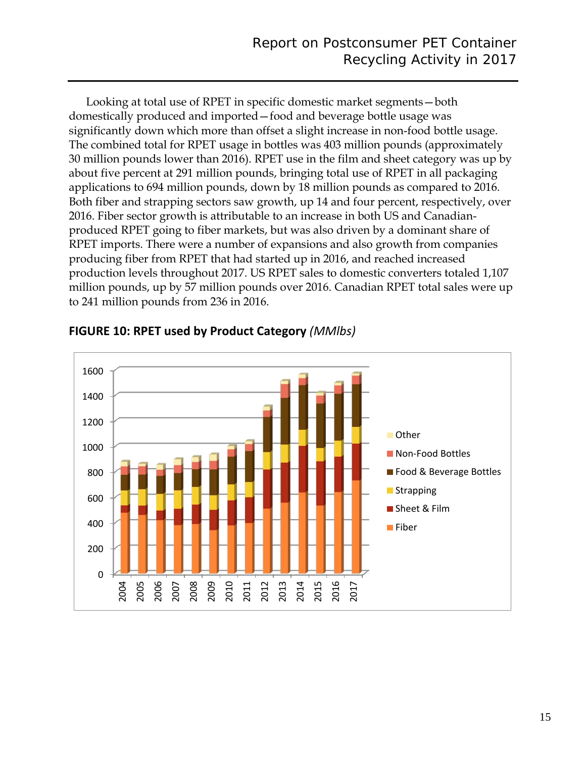Looking at total use of RPET in specific domestic market segments—both domestically produced and imported—food and beverage bottle usage was significantly down which more than offset a slight increase in non-food bottle usage. The combined total for RPET usage in bottles was 403 million pounds (approximately 30 million pounds lower than 2016). RPET use in the film and sheet category was up by about five percent at 291 million pounds, bringing total use of RPET in all packaging applications to 694 million pounds, down by 18 million pounds as compared to 2016. Both fiber and strapping sectors saw growth, up 14 and four percent, respectively, over 2016. Fiber sector growth is attributable to an increase in both US and Canadian-produced RPET going to fiber markets, but was also driven by a dominant share of RPET imports. There were a number of expansions and also growth from companies producing fiber from RPET that had started up in 2016, and reached increased production levels throughout 2017. US RPET sales to domestic converters totaled 1,107 million pounds, up by 57 million pounds over 2016. Canadian RPET total sales were up to 241 million pounds from 236 in 2016.

**FIGURE 10: RPET used by Product Category** *(MMlbs)*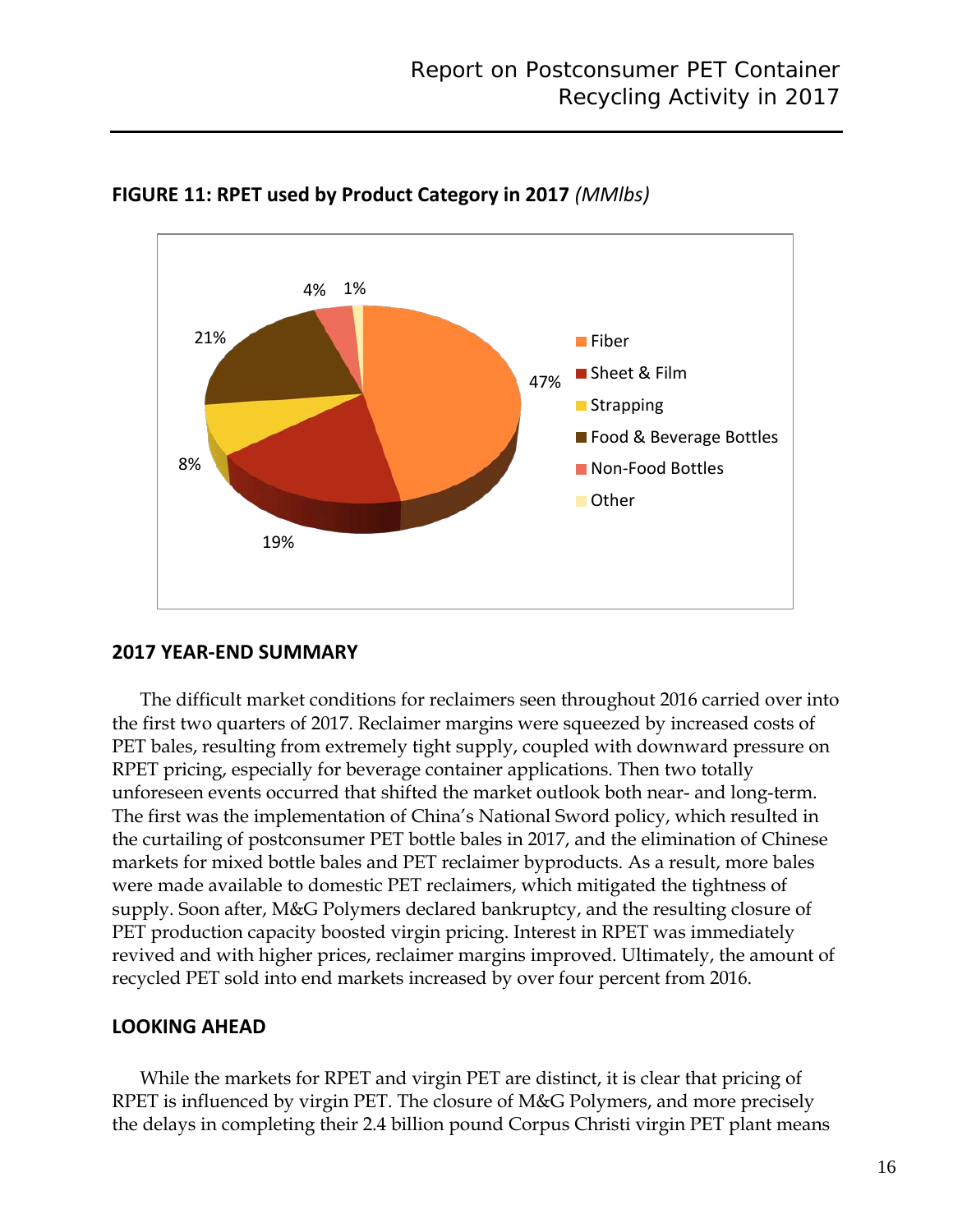**FIGURE 11: RPET used by Product Category in 2017** *(MMlbs)*

| Product Category | Share |
|---|---|
| Fiber | 47% |
| Sheet & Film | 19% |
| Strapping | 8% |
| Food & Beverage Bottles | 21% |
| Non-Food Bottles | 4% |
| Other | 1% |

## 2017 YEAR-END SUMMARY

The difficult market conditions for reclaimers seen throughout 2016 carried over into the first two quarters of 2017. Reclaimer margins were squeezed by increased costs of PET bales, resulting from extremely tight supply, coupled with downward pressure on RPET pricing, especially for beverage container applications. Then two totally unforeseen events occurred that shifted the market outlook both near- and long-term. The first was the implementation of China's National Sword policy, which resulted in the curtailing of postconsumer PET bottle bales in 2017, and the elimination of Chinese markets for mixed bottle bales and PET reclaimer byproducts. As a result, more bales were made available to domestic PET reclaimers, which mitigated the tightness of supply. Soon after, M&G Polymers declared bankruptcy, and the resulting closure of PET production capacity boosted virgin pricing. Interest in RPET was immediately revived and with higher prices, reclaimer margins improved. Ultimately, the amount of recycled PET sold into end markets increased by over four percent from 2016.

## LOOKING AHEAD

While the markets for RPET and virgin PET are distinct, it is clear that pricing of RPET is influenced by virgin PET. The closure of M&G Polymers, and more precisely the delays in completing their 2.4 billion pound Corpus Christi virgin PET plant means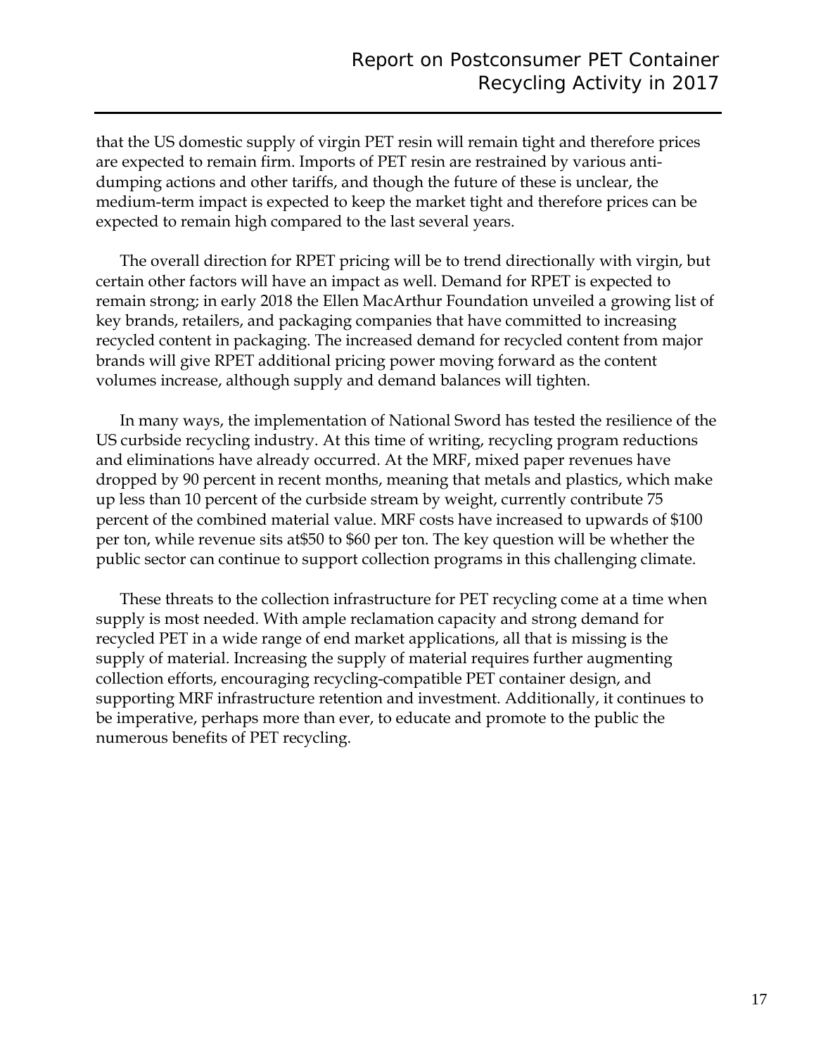that the US domestic supply of virgin PET resin will remain tight and therefore prices are expected to remain firm. Imports of PET resin are restrained by various anti-dumping actions and other tariffs, and though the future of these is unclear, the medium-term impact is expected to keep the market tight and therefore prices can be expected to remain high compared to the last several years.

The overall direction for RPET pricing will be to trend directionally with virgin, but certain other factors will have an impact as well. Demand for RPET is expected to remain strong; in early 2018 the Ellen MacArthur Foundation unveiled a growing list of key brands, retailers, and packaging companies that have committed to increasing recycled content in packaging. The increased demand for recycled content from major brands will give RPET additional pricing power moving forward as the content volumes increase, although supply and demand balances will tighten.

In many ways, the implementation of National Sword has tested the resilience of the US curbside recycling industry. At this time of writing, recycling program reductions and eliminations have already occurred. At the MRF, mixed paper revenues have dropped by 90 percent in recent months, meaning that metals and plastics, which make up less than 10 percent of the curbside stream by weight, currently contribute 75 percent of the combined material value. MRF costs have increased to upwards of $100 per ton, while revenue sits at$50 to $60 per ton. The key question will be whether the public sector can continue to support collection programs in this challenging climate.

These threats to the collection infrastructure for PET recycling come at a time when supply is most needed. With ample reclamation capacity and strong demand for recycled PET in a wide range of end market applications, all that is missing is the supply of material. Increasing the supply of material requires further augmenting collection efforts, encouraging recycling-compatible PET container design, and supporting MRF infrastructure retention and investment. Additionally, it continues to be imperative, perhaps more than ever, to educate and promote to the public the numerous benefits of PET recycling.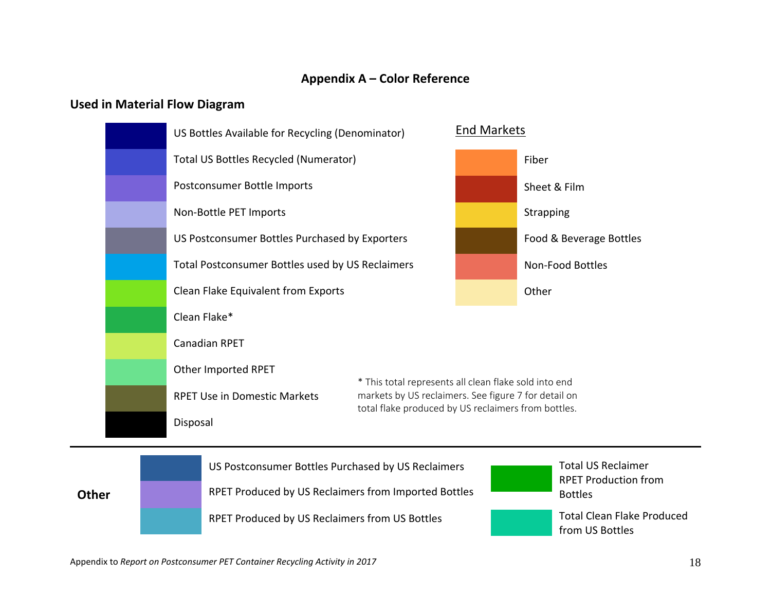# Appendix A – Color Reference

## Used in Material Flow Diagram

- US Bottles Available for Recycling (Denominator)
- Total US Bottles Recycled (Numerator)
- Postconsumer Bottle Imports
- Non-Bottle PET Imports
- US Postconsumer Bottles Purchased by Exporters
- Total Postconsumer Bottles used by US Reclaimers
- Clean Flake Equivalent from Exports
- Clean Flake*
- Canadian RPET
- Other Imported RPET
- RPET Use in Domestic Markets
- Disposal

End Markets

- Fiber
- Sheet & Film
- Strapping
- Food & Beverage Bottles
- Non-Food Bottles
- Other

* This total represents all clean flake sold into end markets by US reclaimers. See figure 7 for detail on total flake produced by US reclaimers from bottles.

## Other

- US Postconsumer Bottles Purchased by US Reclaimers
- RPET Produced by US Reclaimers from Imported Bottles
- RPET Produced by US Reclaimers from US Bottles
- Total US Reclaimer RPET Production from Bottles
- Total Clean Flake Produced from US Bottles

Appendix to *Report on Postconsumer PET Container Recycling Activity in 2017*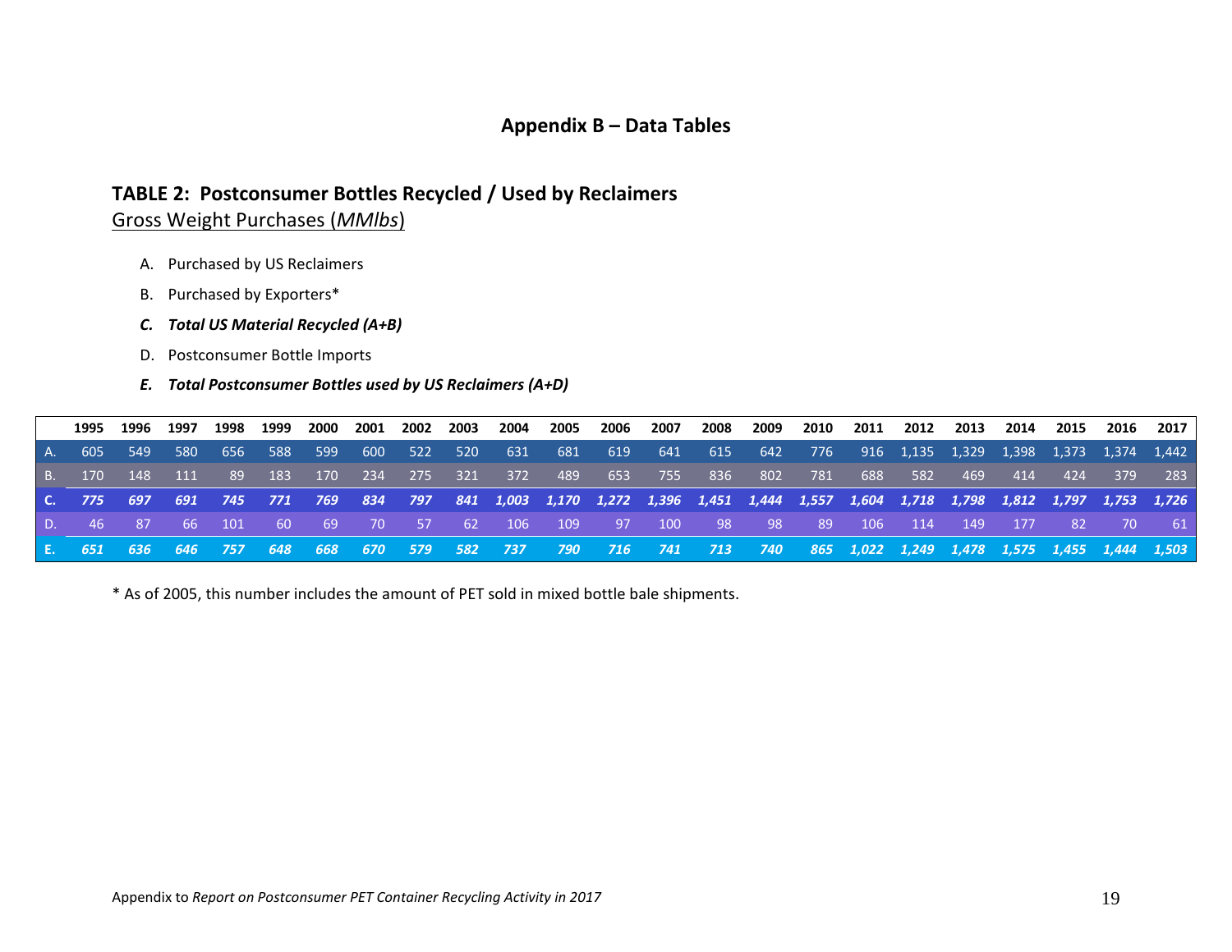# Appendix B – Data Tables

## TABLE 2: Postconsumer Bottles Recycled / Used by Reclaimers

Gross Weight Purchases (*MMlbs*)

A. Purchased by US Reclaimers

B. Purchased by Exporters*

***C. Total US Material Recycled (A+B)***

D. Postconsumer Bottle Imports

***E. Total Postconsumer Bottles used by US Reclaimers (A+D)***

| | 1995 | 1996 | 1997 | 1998 | 1999 | 2000 | 2001 | 2002 | 2003 | 2004 | 2005 | 2006 | 2007 | 2008 | 2009 | 2010 | 2011 | 2012 | 2013 | 2014 | 2015 | 2016 | 2017 |
|---|---|---|---|---|---|---|---|---|---|---|---|---|---|---|---|---|---|---|---|---|---|---|---|
| A. | 605 | 549 | 580 | 656 | 588 | 599 | 600 | 522 | 520 | 631 | 681 | 619 | 641 | 615 | 642 | 776 | 916 | 1,135 | 1,329 | 1,398 | 1,373 | 1,374 | 1,442 |
| B. | 170 | 148 | 111 | 89 | 183 | 170 | 234 | 275 | 321 | 372 | 489 | 653 | 755 | 836 | 802 | 781 | 688 | 582 | 469 | 414 | 424 | 379 | 283 |
| **C.** | ***775*** | ***697*** | ***691*** | ***745*** | ***771*** | ***769*** | ***834*** | ***797*** | ***841*** | ***1,003*** | ***1,170*** | ***1,272*** | ***1,396*** | ***1,451*** | ***1,444*** | ***1,557*** | ***1,604*** | ***1,718*** | ***1,798*** | ***1,812*** | ***1,797*** | ***1,753*** | ***1,726*** |
| D. | 46 | 87 | 66 | 101 | 60 | 69 | 70 | 57 | 62 | 106 | 109 | 97 | 100 | 98 | 98 | 89 | 106 | 114 | 149 | 177 | 82 | 70 | 61 |
| **E.** | ***651*** | ***636*** | ***646*** | ***757*** | ***648*** | ***668*** | ***670*** | ***579*** | ***582*** | ***737*** | ***790*** | ***716*** | ***741*** | ***713*** | ***740*** | ***865*** | ***1,022*** | ***1,249*** | ***1,478*** | ***1,575*** | ***1,455*** | ***1,444*** | ***1,503*** |

\* As of 2005, this number includes the amount of PET sold in mixed bottle bale shipments.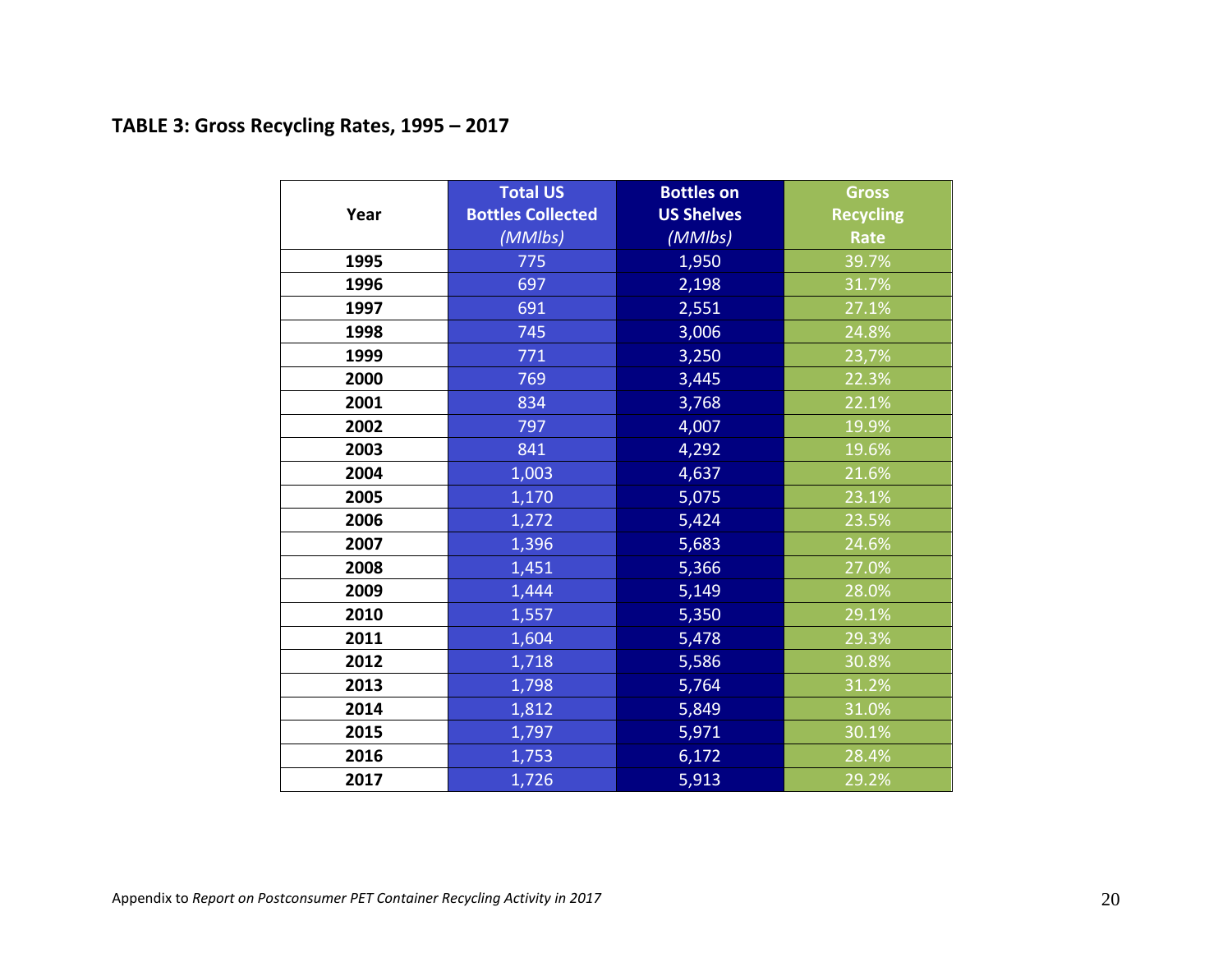**TABLE 3: Gross Recycling Rates, 1995 – 2017**

| Year | Total US Bottles Collected *(MMlbs)* | Bottles on US Shelves *(MMlbs)* | Gross Recycling Rate |
|---|---|---|---|
| **1995** | 775 | 1,950 | 39.7% |
| **1996** | 697 | 2,198 | 31.7% |
| **1997** | 691 | 2,551 | 27.1% |
| **1998** | 745 | 3,006 | 24.8% |
| **1999** | 771 | 3,250 | 23,7% |
| **2000** | 769 | 3,445 | 22.3% |
| **2001** | 834 | 3,768 | 22.1% |
| **2002** | 797 | 4,007 | 19.9% |
| **2003** | 841 | 4,292 | 19.6% |
| **2004** | 1,003 | 4,637 | 21.6% |
| **2005** | 1,170 | 5,075 | 23.1% |
| **2006** | 1,272 | 5,424 | 23.5% |
| **2007** | 1,396 | 5,683 | 24.6% |
| **2008** | 1,451 | 5,366 | 27.0% |
| **2009** | 1,444 | 5,149 | 28.0% |
| **2010** | 1,557 | 5,350 | 29.1% |
| **2011** | 1,604 | 5,478 | 29.3% |
| **2012** | 1,718 | 5,586 | 30.8% |
| **2013** | 1,798 | 5,764 | 31.2% |
| **2014** | 1,812 | 5,849 | 31.0% |
| **2015** | 1,797 | 5,971 | 30.1% |
| **2016** | 1,753 | 6,172 | 28.4% |
| **2017** | 1,726 | 5,913 | 29.2% |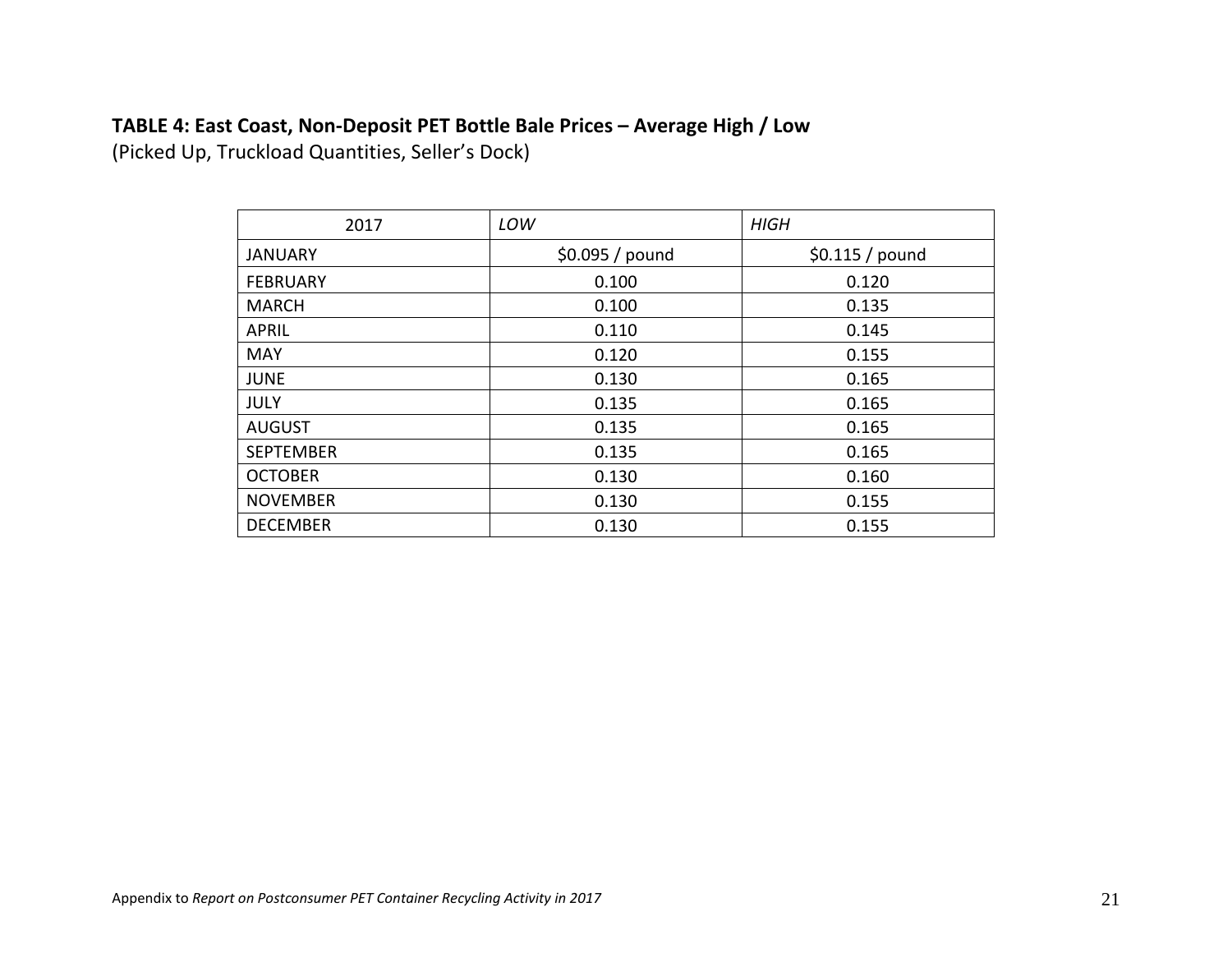**TABLE 4: East Coast, Non-Deposit PET Bottle Bale Prices – Average High / Low**
(Picked Up, Truckload Quantities, Seller's Dock)

| 2017 | *LOW* | *HIGH* |
|---|---|---|
| JANUARY | $0.095 / pound | $0.115 / pound |
| FEBRUARY | 0.100 | 0.120 |
| MARCH | 0.100 | 0.135 |
| APRIL | 0.110 | 0.145 |
| MAY | 0.120 | 0.155 |
| JUNE | 0.130 | 0.165 |
| JULY | 0.135 | 0.165 |
| AUGUST | 0.135 | 0.165 |
| SEPTEMBER | 0.135 | 0.165 |
| OCTOBER | 0.130 | 0.160 |
| NOVEMBER | 0.130 | 0.155 |
| DECEMBER | 0.130 | 0.155 |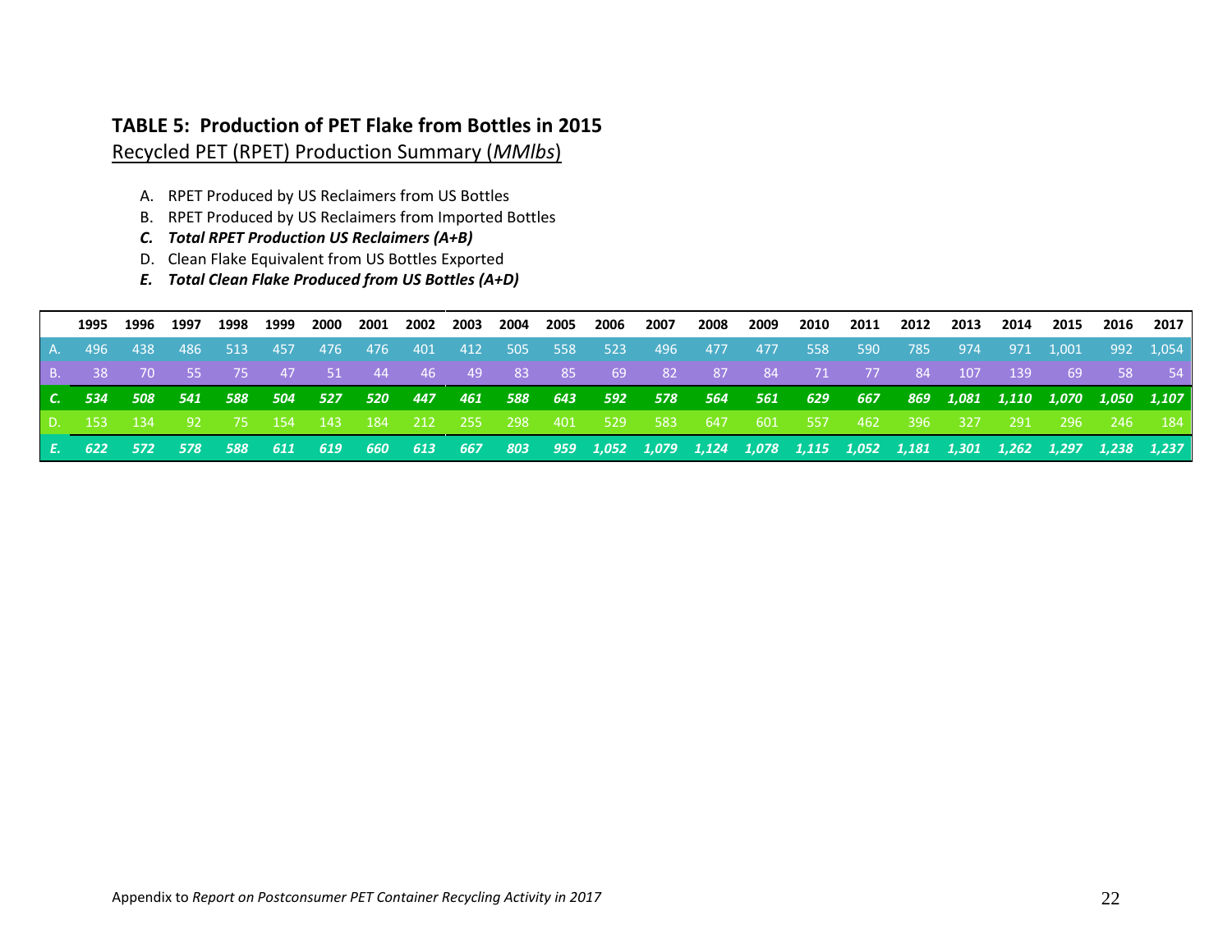**TABLE 5: Production of PET Flake from Bottles in 2015**

Recycled PET (RPET) Production Summary (*MMlbs*)

A. RPET Produced by US Reclaimers from US Bottles
B. RPET Produced by US Reclaimers from Imported Bottles
***C. Total RPET Production US Reclaimers (A+B)***
D. Clean Flake Equivalent from US Bottles Exported
***E. Total Clean Flake Produced from US Bottles (A+D)***

| | 1995 | 1996 | 1997 | 1998 | 1999 | 2000 | 2001 | 2002 | 2003 | 2004 | 2005 | 2006 | 2007 | 2008 | 2009 | 2010 | 2011 | 2012 | 2013 | 2014 | 2015 | 2016 | 2017 |
|---|---|---|---|---|---|---|---|---|---|---|---|---|---|---|---|---|---|---|---|---|---|---|---|
| A. | 496 | 438 | 486 | 513 | 457 | 476 | 476 | 401 | 412 | 505 | 558 | 523 | 496 | 477 | 477 | 558 | 590 | 785 | 974 | 971 | 1,001 | 992 | 1,054 |
| B. | 38 | 70 | 55 | 75 | 47 | 51 | 44 | 46 | 49 | 83 | 85 | 69 | 82 | 87 | 84 | 71 | 77 | 84 | 107 | 139 | 69 | 58 | 54 |
| ***C.*** | ***534*** | ***508*** | ***541*** | ***588*** | ***504*** | ***527*** | ***520*** | ***447*** | ***461*** | ***588*** | ***643*** | ***592*** | ***578*** | ***564*** | ***561*** | ***629*** | ***667*** | ***869*** | ***1,081*** | ***1,110*** | ***1,070*** | ***1,050*** | ***1,107*** |
| D. | 153 | 134 | 92 | 75 | 154 | 143 | 184 | 212 | 255 | 298 | 401 | 529 | 583 | 647 | 601 | 557 | 462 | 396 | 327 | 291 | 296 | 246 | 184 |
| ***E.*** | ***622*** | ***572*** | ***578*** | ***588*** | ***611*** | ***619*** | ***660*** | ***613*** | ***667*** | ***803*** | ***959*** | ***1,052*** | ***1,079*** | ***1,124*** | ***1,078*** | ***1,115*** | ***1,052*** | ***1,181*** | ***1,301*** | ***1,262*** | ***1,297*** | ***1,238*** | ***1,237*** |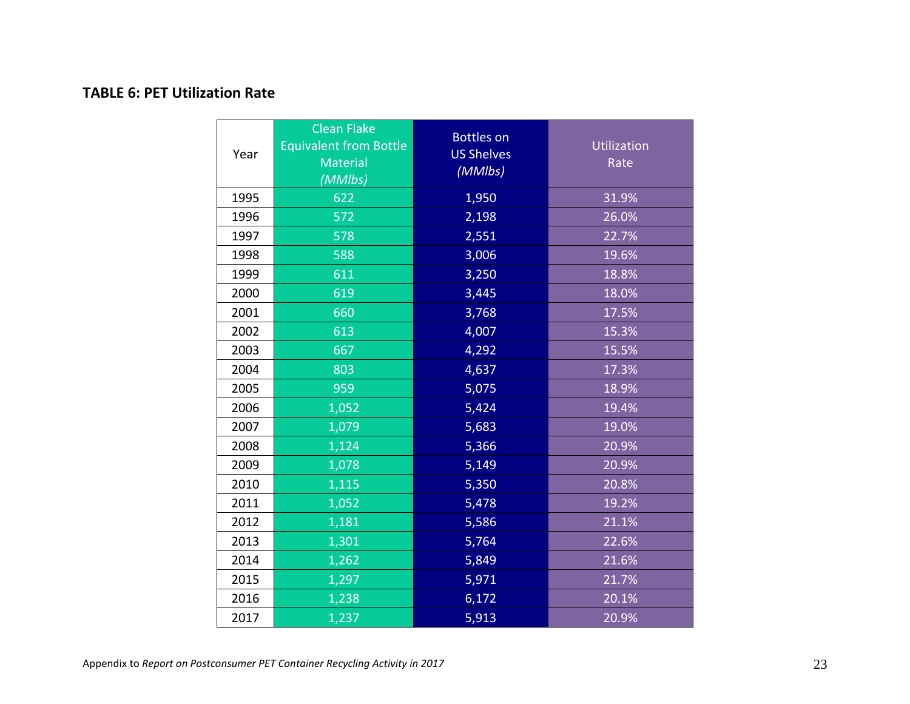**TABLE 6: PET Utilization Rate**

| Year | Clean Flake Equivalent from Bottle Material *(MMlbs)* | Bottles on US Shelves *(MMlbs)* | Utilization Rate |
|---|---|---|---|
| 1995 | 622 | 1,950 | 31.9% |
| 1996 | 572 | 2,198 | 26.0% |
| 1997 | 578 | 2,551 | 22.7% |
| 1998 | 588 | 3,006 | 19.6% |
| 1999 | 611 | 3,250 | 18.8% |
| 2000 | 619 | 3,445 | 18.0% |
| 2001 | 660 | 3,768 | 17.5% |
| 2002 | 613 | 4,007 | 15.3% |
| 2003 | 667 | 4,292 | 15.5% |
| 2004 | 803 | 4,637 | 17.3% |
| 2005 | 959 | 5,075 | 18.9% |
| 2006 | 1,052 | 5,424 | 19.4% |
| 2007 | 1,079 | 5,683 | 19.0% |
| 2008 | 1,124 | 5,366 | 20.9% |
| 2009 | 1,078 | 5,149 | 20.9% |
| 2010 | 1,115 | 5,350 | 20.8% |
| 2011 | 1,052 | 5,478 | 19.2% |
| 2012 | 1,181 | 5,586 | 21.1% |
| 2013 | 1,301 | 5,764 | 22.6% |
| 2014 | 1,262 | 5,849 | 21.6% |
| 2015 | 1,297 | 5,971 | 21.7% |
| 2016 | 1,238 | 6,172 | 20.1% |
| 2017 | 1,237 | 5,913 | 20.9% |

Appendix to *Report on Postconsumer PET Container Recycling Activity in 2017*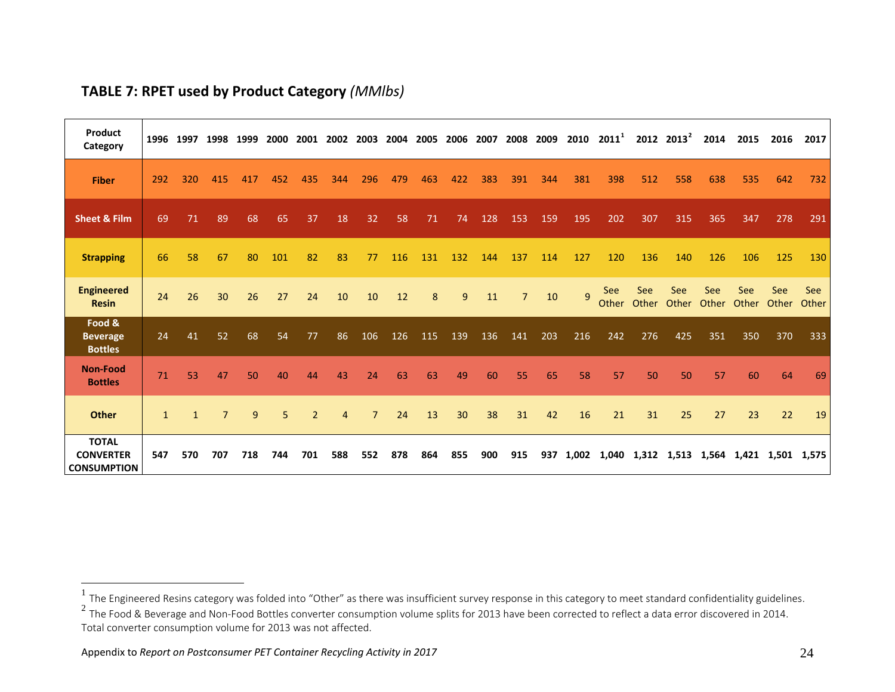## TABLE 7: RPET used by Product Category *(MMlbs)*

| Product Category | 1996 | 1997 | 1998 | 1999 | 2000 | 2001 | 2002 | 2003 | 2004 | 2005 | 2006 | 2007 | 2008 | 2009 | 2010 | 2011[1] | 2012 | 2013[2] | 2014 | 2015 | 2016 | 2017 |
|---|---|---|---|---|---|---|---|---|---|---|---|---|---|---|---|---|---|---|---|---|---|---|
| **Fiber** | 292 | 320 | 415 | 417 | 452 | 435 | 344 | 296 | 479 | 463 | 422 | 383 | 391 | 344 | 381 | 398 | 512 | 558 | 638 | 535 | 642 | 732 |
| **Sheet & Film** | 69 | 71 | 89 | 68 | 65 | 37 | 18 | 32 | 58 | 71 | 74 | 128 | 153 | 159 | 195 | 202 | 307 | 315 | 365 | 347 | 278 | 291 |
| **Strapping** | 66 | 58 | 67 | 80 | 101 | 82 | 83 | 77 | 116 | 131 | 132 | 144 | 137 | 114 | 127 | 120 | 136 | 140 | 126 | 106 | 125 | 130 |
| **Engineered Resin** | 24 | 26 | 30 | 26 | 27 | 24 | 10 | 10 | 12 | 8 | 9 | 11 | 7 | 10 | 9 | See Other | See Other | See Other | See Other | See Other | See Other | See Other |
| **Food & Beverage Bottles** | 24 | 41 | 52 | 68 | 54 | 77 | 86 | 106 | 126 | 115 | 139 | 136 | 141 | 203 | 216 | 242 | 276 | 425 | 351 | 350 | 370 | 333 |
| **Non-Food Bottles** | 71 | 53 | 47 | 50 | 40 | 44 | 43 | 24 | 63 | 63 | 49 | 60 | 55 | 65 | 58 | 57 | 50 | 50 | 57 | 60 | 64 | 69 |
| **Other** | 1 | 1 | 7 | 9 | 5 | 2 | 4 | 7 | 24 | 13 | 30 | 38 | 31 | 42 | 16 | 21 | 31 | 25 | 27 | 23 | 22 | 19 |
| **TOTAL CONVERTER CONSUMPTION** | **547** | **570** | **707** | **718** | **744** | **701** | **588** | **552** | **878** | **864** | **855** | **900** | **915** | **937** | **1,002** | **1,040** | **1,312** | **1,513** | **1,564** | **1,421** | **1,501** | **1,575** |

[1] The Engineered Resins category was folded into "Other" as there was insufficient survey response in this category to meet standard confidentiality guidelines.

[2] The Food & Beverage and Non-Food Bottles converter consumption volume splits for 2013 have been corrected to reflect a data error discovered in 2014. Total converter consumption volume for 2013 was not affected.